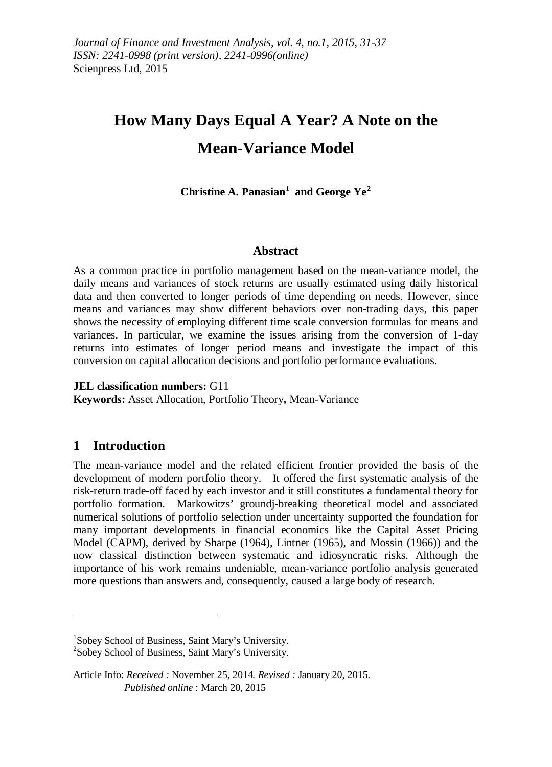*Journal of Finance and Investment Analysis, vol. 4, no.1, 2015, 31-37*
*ISSN: 2241-0998 (print version), 2241-0996(online)*
Scienpress Ltd, 2015

# How Many Days Equal A Year? A Note on the Mean-Variance Model

**Christine A. Panasian[1] and George Ye[2]**

## Abstract

As a common practice in portfolio management based on the mean-variance model, the daily means and variances of stock returns are usually estimated using daily historical data and then converted to longer periods of time depending on needs. However, since means and variances may show different behaviors over non-trading days, this paper shows the necessity of employing different time scale conversion formulas for means and variances. In particular, we examine the issues arising from the conversion of 1-day returns into estimates of longer period means and investigate the impact of this conversion on capital allocation decisions and portfolio performance evaluations.

**JEL classification numbers:** G11
**Keywords:** Asset Allocation, Portfolio Theory**,** Mean-Variance

## 1 Introduction

The mean-variance model and the related efficient frontier provided the basis of the development of modern portfolio theory. It offered the first systematic analysis of the risk-return trade-off faced by each investor and it still constitutes a fundamental theory for portfolio formation. Markowitzs' groundj-breaking theoretical model and associated numerical solutions of portfolio selection under uncertainty supported the foundation for many important developments in financial economics like the Capital Asset Pricing Model (CAPM), derived by Sharpe (1964), Lintner (1965), and Mossin (1966)) and the now classical distinction between systematic and idiosyncratic risks. Although the importance of his work remains undeniable, mean-variance portfolio analysis generated more questions than answers and, consequently, caused a large body of research.

---

[1]Sobey School of Business, Saint Mary's University.
[2]Sobey School of Business, Saint Mary's University.

Article Info: *Received :* November 25, 2014*. Revised :* January 20, 2015.
*Published online* : March 20, 2015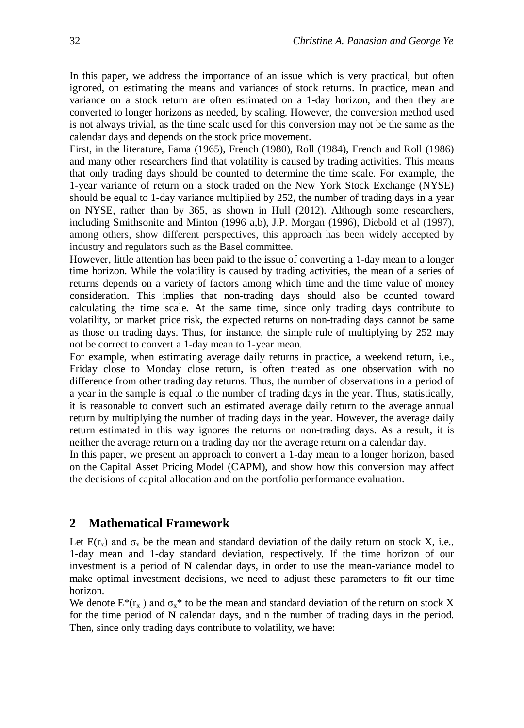In this paper, we address the importance of an issue which is very practical, but often ignored, on estimating the means and variances of stock returns. In practice, mean and variance on a stock return are often estimated on a 1-day horizon, and then they are converted to longer horizons as needed, by scaling. However, the conversion method used is not always trivial, as the time scale used for this conversion may not be the same as the calendar days and depends on the stock price movement.

First, in the literature, Fama (1965), French (1980), Roll (1984), French and Roll (1986) and many other researchers find that volatility is caused by trading activities. This means that only trading days should be counted to determine the time scale. For example, the 1-year variance of return on a stock traded on the New York Stock Exchange (NYSE) should be equal to 1-day variance multiplied by 252, the number of trading days in a year on NYSE, rather than by 365, as shown in Hull (2012). Although some researchers, including Smithsonite and Minton (1996 a,b), J.P. Morgan (1996), Diebold et al (1997), among others, show different perspectives, this approach has been widely accepted by industry and regulators such as the Basel committee.

However, little attention has been paid to the issue of converting a 1-day mean to a longer time horizon. While the volatility is caused by trading activities, the mean of a series of returns depends on a variety of factors among which time and the time value of money consideration. This implies that non-trading days should also be counted toward calculating the time scale. At the same time, since only trading days contribute to volatility, or market price risk, the expected returns on non-trading days cannot be same as those on trading days. Thus, for instance, the simple rule of multiplying by 252 may not be correct to convert a 1-day mean to 1-year mean.

For example, when estimating average daily returns in practice, a weekend return, i.e., Friday close to Monday close return, is often treated as one observation with no difference from other trading day returns. Thus, the number of observations in a period of a year in the sample is equal to the number of trading days in the year. Thus, statistically, it is reasonable to convert such an estimated average daily return to the average annual return by multiplying the number of trading days in the year. However, the average daily return estimated in this way ignores the returns on non-trading days. As a result, it is neither the average return on a trading day nor the average return on a calendar day.

In this paper, we present an approach to convert a 1-day mean to a longer horizon, based on the Capital Asset Pricing Model (CAPM), and show how this conversion may affect the decisions of capital allocation and on the portfolio performance evaluation.

## 2 Mathematical Framework

Let $E(r_x)$ and $\sigma_x$ be the mean and standard deviation of the daily return on stock X, i.e., 1-day mean and 1-day standard deviation, respectively. If the time horizon of our investment is a period of N calendar days, in order to use the mean-variance model to make optimal investment decisions, we need to adjust these parameters to fit our time horizon.

We denote $E^*(r_x)$ and $\sigma_x^*$ to be the mean and standard deviation of the return on stock X for the time period of N calendar days, and n the number of trading days in the period. Then, since only trading days contribute to volatility, we have: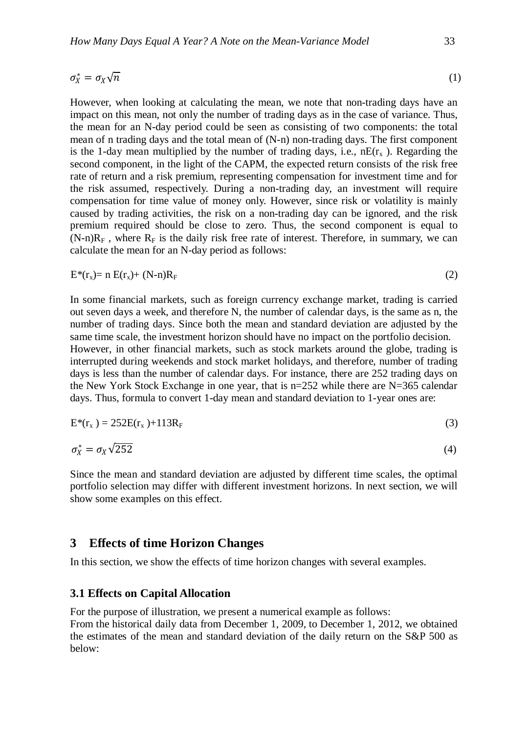$$\sigma_X^* = \sigma_X\sqrt{n} \tag{1}$$

However, when looking at calculating the mean, we note that non-trading days have an impact on this mean, not only the number of trading days as in the case of variance. Thus, the mean for an N-day period could be seen as consisting of two components: the total mean of n trading days and the total mean of (N-n) non-trading days. The first component is the 1-day mean multiplied by the number of trading days, i.e., $nE(r_x)$. Regarding the second component, in the light of the CAPM, the expected return consists of the risk free rate of return and a risk premium, representing compensation for investment time and for the risk assumed, respectively. During a non-trading day, an investment will require compensation for time value of money only. However, since risk or volatility is mainly caused by trading activities, the risk on a non-trading day can be ignored, and the risk premium required should be close to zero. Thus, the second component is equal to $(N-n)R_F$, where $R_F$ is the daily risk free rate of interest. Therefore, in summary, we can calculate the mean for an N-day period as follows:

$$E^*(r_x) = n\,E(r_x) + (N-n)R_F \tag{2}$$

In some financial markets, such as foreign currency exchange market, trading is carried out seven days a week, and therefore N, the number of calendar days, is the same as n, the number of trading days. Since both the mean and standard deviation are adjusted by the same time scale, the investment horizon should have no impact on the portfolio decision.
However, in other financial markets, such as stock markets around the globe, trading is interrupted during weekends and stock market holidays, and therefore, number of trading days is less than the number of calendar days. For instance, there are 252 trading days on the New York Stock Exchange in one year, that is n=252 while there are N=365 calendar days. Thus, formula to convert 1-day mean and standard deviation to 1-year ones are:

$$E^*(r_x) = 252E(r_x) + 113R_F \tag{3}$$

$$\sigma_X^* = \sigma_X\sqrt{252} \tag{4}$$

Since the mean and standard deviation are adjusted by different time scales, the optimal portfolio selection may differ with different investment horizons. In next section, we will show some examples on this effect.

## 3 Effects of time Horizon Changes

In this section, we show the effects of time horizon changes with several examples.

### 3.1 Effects on Capital Allocation

For the purpose of illustration, we present a numerical example as follows:
From the historical daily data from December 1, 2009, to December 1, 2012, we obtained the estimates of the mean and standard deviation of the daily return on the S&P 500 as below: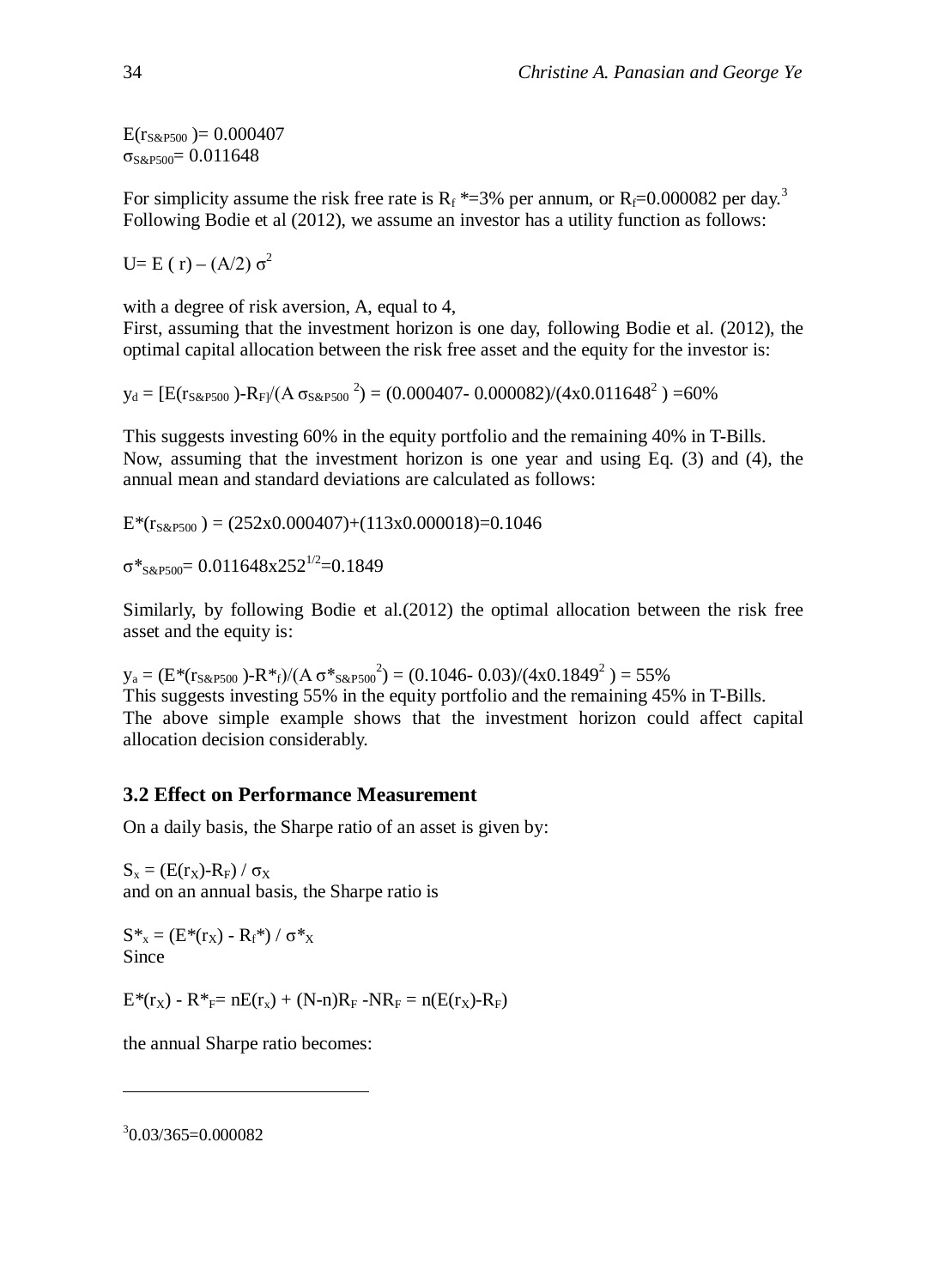$E(r_{S\&P500}) = 0.000407$
$\sigma_{S\&P500} = 0.011648$

For simplicity assume the risk free rate is $R_f$ *=3% per annum, or $R_f$=0.000082 per day.[3] Following Bodie et al (2012), we assume an investor has a utility function as follows:

$U = E(r) - (A/2)\,\sigma^2$

with a degree of risk aversion, A, equal to 4,
First, assuming that the investment horizon is one day, following Bodie et al. (2012), the optimal capital allocation between the risk free asset and the equity for the investor is:

$y_d = [E(r_{S\&P500}) - R_F]/(A\,\sigma_{S\&P500}^{\;2}) = (0.000407 - 0.000082)/(4x0.011648^2) = 60\%$

This suggests investing 60% in the equity portfolio and the remaining 40% in T-Bills.
Now, assuming that the investment horizon is one year and using Eq. (3) and (4), the annual mean and standard deviations are calculated as follows:

$E^*(r_{S\&P500}) = (252x0.000407) + (113x0.000018) = 0.1046$

$\sigma^*_{S\&P500} = 0.011648x252^{1/2} = 0.1849$

Similarly, by following Bodie et al.(2012) the optimal allocation between the risk free asset and the equity is:

$y_a = (E^*(r_{S\&P500}) - R^*_f)/(A\,\sigma^{*\,2}_{S\&P500}) = (0.1046 - 0.03)/(4x0.1849^2) = 55\%$
This suggests investing 55% in the equity portfolio and the remaining 45% in T-Bills.
The above simple example shows that the investment horizon could affect capital allocation decision considerably.

### 3.2 Effect on Performance Measurement

On a daily basis, the Sharpe ratio of an asset is given by:

$S_x = (E(r_X) - R_F) / \sigma_X$
and on an annual basis, the Sharpe ratio is

$S^*_x = (E^*(r_X) - R_f^*) / \sigma^*_X$
Since

$E^*(r_X) - R^*_F = nE(r_x) + (N-n)R_F - NR_F = n(E(r_X) - R_F)$

the annual Sharpe ratio becomes:

---

[3] 0.03/365=0.000082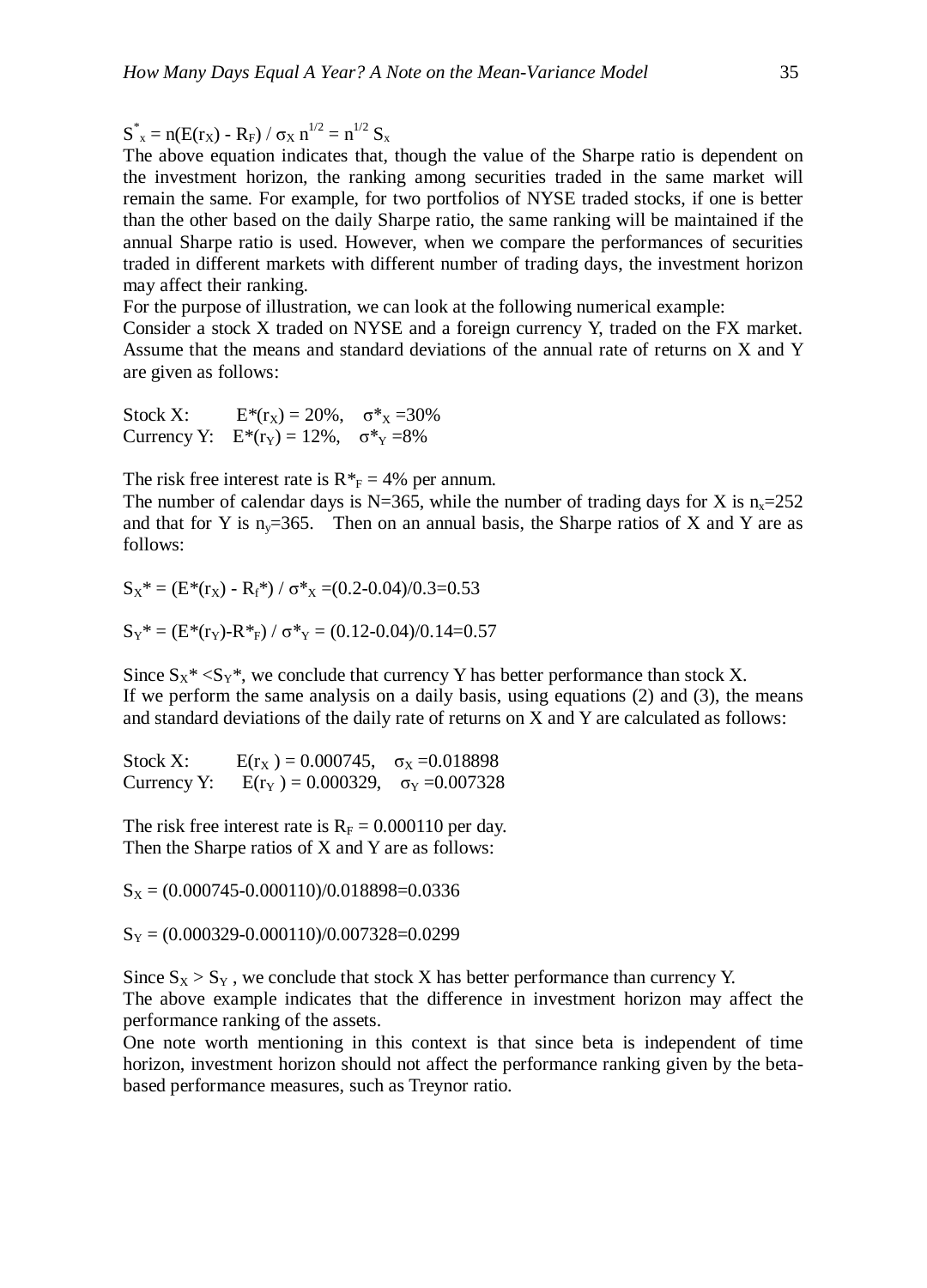$S^*_x = n(E(r_X) - R_F) / \sigma_X n^{1/2} = n^{1/2} S_x$

The above equation indicates that, though the value of the Sharpe ratio is dependent on the investment horizon, the ranking among securities traded in the same market will remain the same. For example, for two portfolios of NYSE traded stocks, if one is better than the other based on the daily Sharpe ratio, the same ranking will be maintained if the annual Sharpe ratio is used. However, when we compare the performances of securities traded in different markets with different number of trading days, the investment horizon may affect their ranking.

For the purpose of illustration, we can look at the following numerical example:

Consider a stock X traded on NYSE and a foreign currency Y, traded on the FX market. Assume that the means and standard deviations of the annual rate of returns on X and Y are given as follows:

Stock X: $E^*(r_X) = 20\%$, $\sigma^*_X = 30\%$
Currency Y: $E^*(r_Y) = 12\%$, $\sigma^*_Y = 8\%$

The risk free interest rate is $R^*_F = 4\%$ per annum.

The number of calendar days is N=365, while the number of trading days for X is $n_x$=252 and that for Y is $n_y$=365. Then on an annual basis, the Sharpe ratios of X and Y are as follows:

$S_X^* = (E^*(r_X) - R_f^*) / \sigma^*_X = (0.2\text{-}0.04)/0.3 = 0.53$

$S_Y^* = (E^*(r_Y) - R^*_F) / \sigma^*_Y = (0.12\text{-}0.04)/0.14 = 0.57$

Since $S_X^* < S_Y^*$, we conclude that currency Y has better performance than stock X.

If we perform the same analysis on a daily basis, using equations (2) and (3), the means and standard deviations of the daily rate of returns on X and Y are calculated as follows:

Stock X: $E(r_X) = 0.000745$, $\sigma_X = 0.018898$
Currency Y: $E(r_Y) = 0.000329$, $\sigma_Y = 0.007328$

The risk free interest rate is $R_F = 0.000110$ per day.

Then the Sharpe ratios of X and Y are as follows:

$S_X = (0.000745\text{-}0.000110)/0.018898 = 0.0336$

$S_Y = (0.000329\text{-}0.000110)/0.007328 = 0.0299$

Since $S_X > S_Y$, we conclude that stock X has better performance than currency Y.

The above example indicates that the difference in investment horizon may affect the performance ranking of the assets.

One note worth mentioning in this context is that since beta is independent of time horizon, investment horizon should not affect the performance ranking given by the beta-based performance measures, such as Treynor ratio.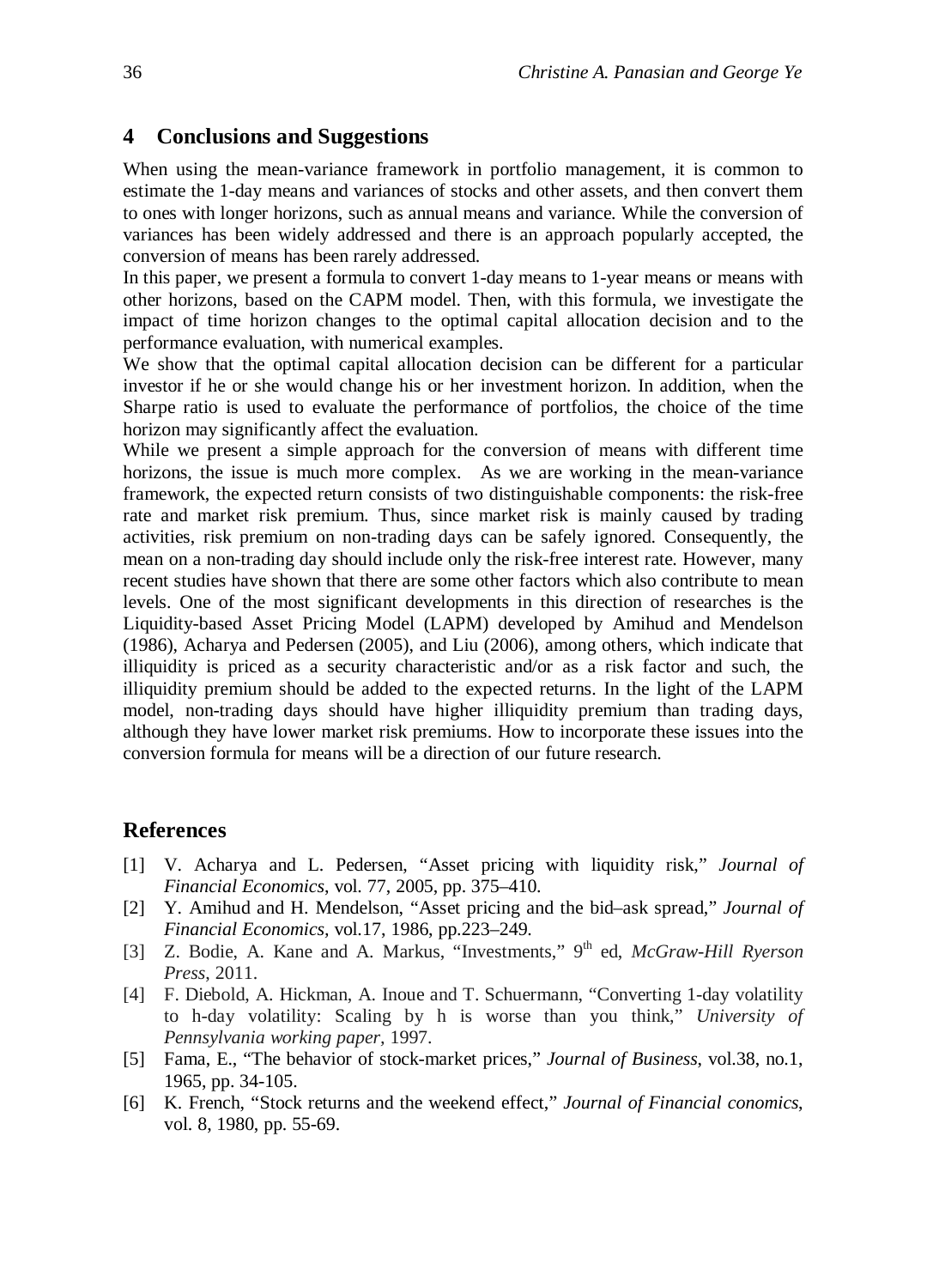## 4 Conclusions and Suggestions

When using the mean-variance framework in portfolio management, it is common to estimate the 1-day means and variances of stocks and other assets, and then convert them to ones with longer horizons, such as annual means and variance. While the conversion of variances has been widely addressed and there is an approach popularly accepted, the conversion of means has been rarely addressed.

In this paper, we present a formula to convert 1-day means to 1-year means or means with other horizons, based on the CAPM model. Then, with this formula, we investigate the impact of time horizon changes to the optimal capital allocation decision and to the performance evaluation, with numerical examples.

We show that the optimal capital allocation decision can be different for a particular investor if he or she would change his or her investment horizon. In addition, when the Sharpe ratio is used to evaluate the performance of portfolios, the choice of the time horizon may significantly affect the evaluation.

While we present a simple approach for the conversion of means with different time horizons, the issue is much more complex. As we are working in the mean-variance framework, the expected return consists of two distinguishable components: the risk-free rate and market risk premium. Thus, since market risk is mainly caused by trading activities, risk premium on non-trading days can be safely ignored. Consequently, the mean on a non-trading day should include only the risk-free interest rate. However, many recent studies have shown that there are some other factors which also contribute to mean levels. One of the most significant developments in this direction of researches is the Liquidity-based Asset Pricing Model (LAPM) developed by Amihud and Mendelson (1986), Acharya and Pedersen (2005), and Liu (2006), among others, which indicate that illiquidity is priced as a security characteristic and/or as a risk factor and such, the illiquidity premium should be added to the expected returns. In the light of the LAPM model, non-trading days should have higher illiquidity premium than trading days, although they have lower market risk premiums. How to incorporate these issues into the conversion formula for means will be a direction of our future research.

## References

[1] V. Acharya and L. Pedersen, "Asset pricing with liquidity risk," *Journal of Financial Economics*, vol. 77, 2005, pp. 375–410.

[2] Y. Amihud and H. Mendelson, "Asset pricing and the bid–ask spread," *Journal of Financial Economics*, vol.17, 1986, pp.223–249.

[3] Z. Bodie, A. Kane and A. Markus, "Investments," 9th ed, *McGraw-Hill Ryerson Press*, 2011.

[4] F. Diebold, A. Hickman, A. Inoue and T. Schuermann, "Converting 1-day volatility to h-day volatility: Scaling by h is worse than you think," *University of Pennsylvania working paper*, 1997.

[5] Fama, E., "The behavior of stock-market prices," *Journal of Business*, vol.38, no.1, 1965, pp. 34-105.

[6] K. French, "Stock returns and the weekend effect," *Journal of Financial conomics*, vol. 8, 1980, pp. 55-69.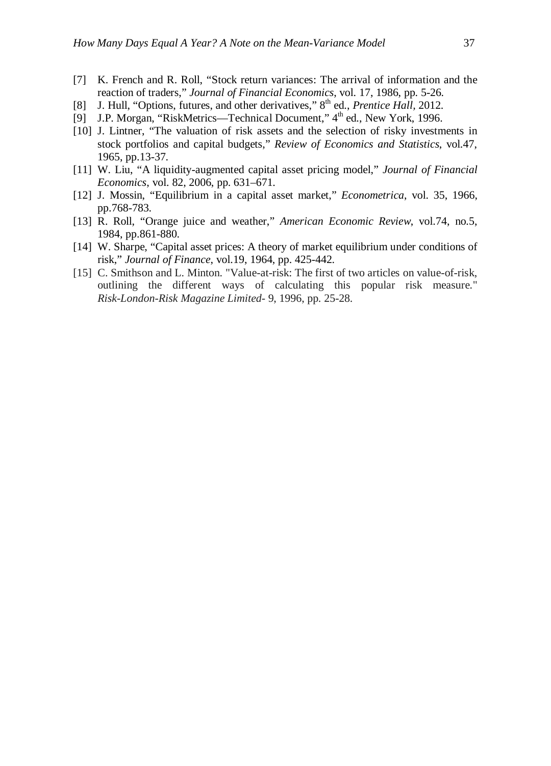[7] K. French and R. Roll, "Stock return variances: The arrival of information and the reaction of traders," *Journal of Financial Economics*, vol. 17, 1986, pp. 5-26.

[8] J. Hull, "Options, futures, and other derivatives," 8th ed., *Prentice Hall*, 2012.

[9] J.P. Morgan, "RiskMetrics—Technical Document," 4th ed., New York, 1996.

[10] J. Lintner, "The valuation of risk assets and the selection of risky investments in stock portfolios and capital budgets," *Review of Economics and Statistics*, vol.47, 1965, pp.13-37.

[11] W. Liu, "A liquidity-augmented capital asset pricing model," *Journal of Financial Economics*, vol. 82, 2006, pp. 631–671.

[12] J. Mossin, "Equilibrium in a capital asset market," *Econometrica*, vol. 35, 1966, pp.768-783.

[13] R. Roll, "Orange juice and weather," *American Economic Review*, vol.74, no.5, 1984, pp.861-880.

[14] W. Sharpe, "Capital asset prices: A theory of market equilibrium under conditions of risk," *Journal of Finance*, vol.19, 1964, pp. 425-442.

[15] C. Smithson and L. Minton. "Value-at-risk: The first of two articles on value-of-risk, outlining the different ways of calculating this popular risk measure." *Risk-London-Risk Magazine Limited*- 9, 1996, pp. 25-28.